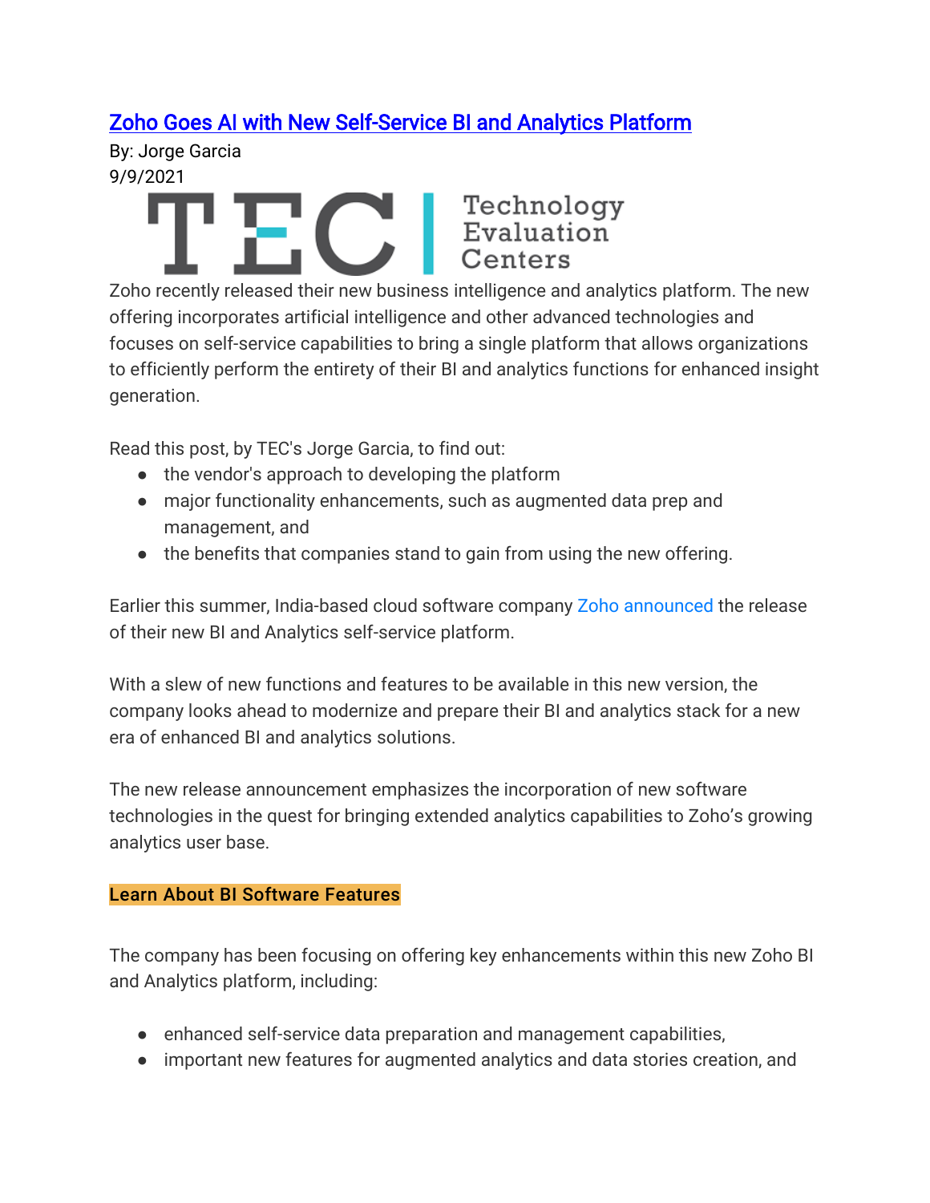# [Zoho Goes AI with New Self-Service BI and Analytics Platform]

By: Jorge Garcia
9/9/2021

TEC | Technology Evaluation Centers

Zoho recently released their new business intelligence and analytics platform. The new offering incorporates artificial intelligence and other advanced technologies and focuses on self-service capabilities to bring a single platform that allows organizations to efficiently perform the entirety of their BI and analytics functions for enhanced insight generation.

Read this post, by TEC's Jorge Garcia, to find out:

- the vendor's approach to developing the platform
- major functionality enhancements, such as augmented data prep and management, and
- the benefits that companies stand to gain from using the new offering.

Earlier this summer, India-based cloud software company Zoho announced the release of their new BI and Analytics self-service platform.

With a slew of new functions and features to be available in this new version, the company looks ahead to modernize and prepare their BI and analytics stack for a new era of enhanced BI and analytics solutions.

The new release announcement emphasizes the incorporation of new software technologies in the quest for bringing extended analytics capabilities to Zoho's growing analytics user base.

**Learn About BI Software Features**

The company has been focusing on offering key enhancements within this new Zoho BI and Analytics platform, including:

- enhanced self-service data preparation and management capabilities,
- important new features for augmented analytics and data stories creation, and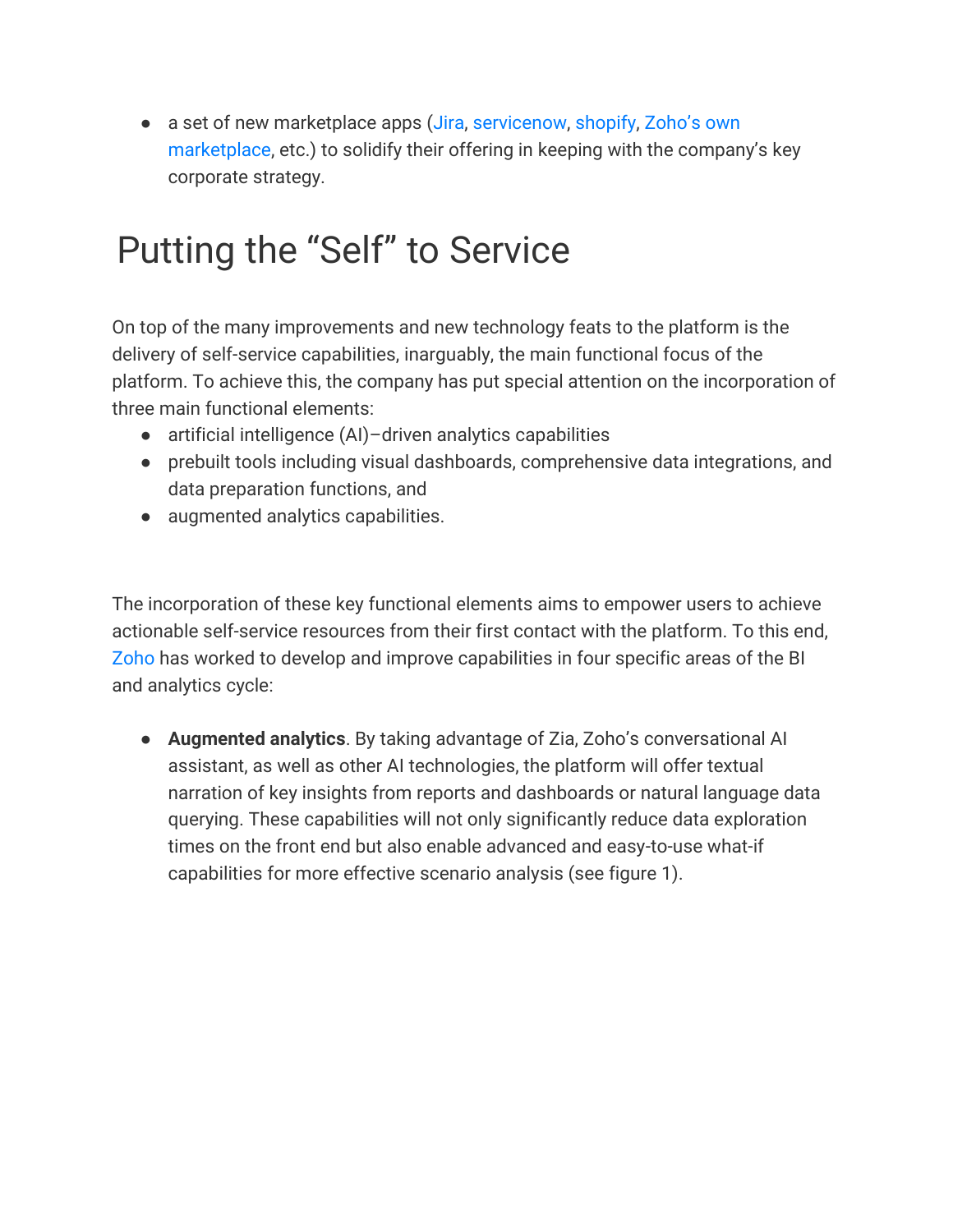- a set of new marketplace apps (Jira, servicenow, shopify, Zoho's own marketplace, etc.) to solidify their offering in keeping with the company's key corporate strategy.

# Putting the "Self" to Service

On top of the many improvements and new technology feats to the platform is the delivery of self-service capabilities, inarguably, the main functional focus of the platform. To achieve this, the company has put special attention on the incorporation of three main functional elements:

- artificial intelligence (AI)–driven analytics capabilities
- prebuilt tools including visual dashboards, comprehensive data integrations, and data preparation functions, and
- augmented analytics capabilities.

The incorporation of these key functional elements aims to empower users to achieve actionable self-service resources from their first contact with the platform. To this end, Zoho has worked to develop and improve capabilities in four specific areas of the BI and analytics cycle:

- **Augmented analytics**. By taking advantage of Zia, Zoho's conversational AI assistant, as well as other AI technologies, the platform will offer textual narration of key insights from reports and dashboards or natural language data querying. These capabilities will not only significantly reduce data exploration times on the front end but also enable advanced and easy-to-use what-if capabilities for more effective scenario analysis (see figure 1).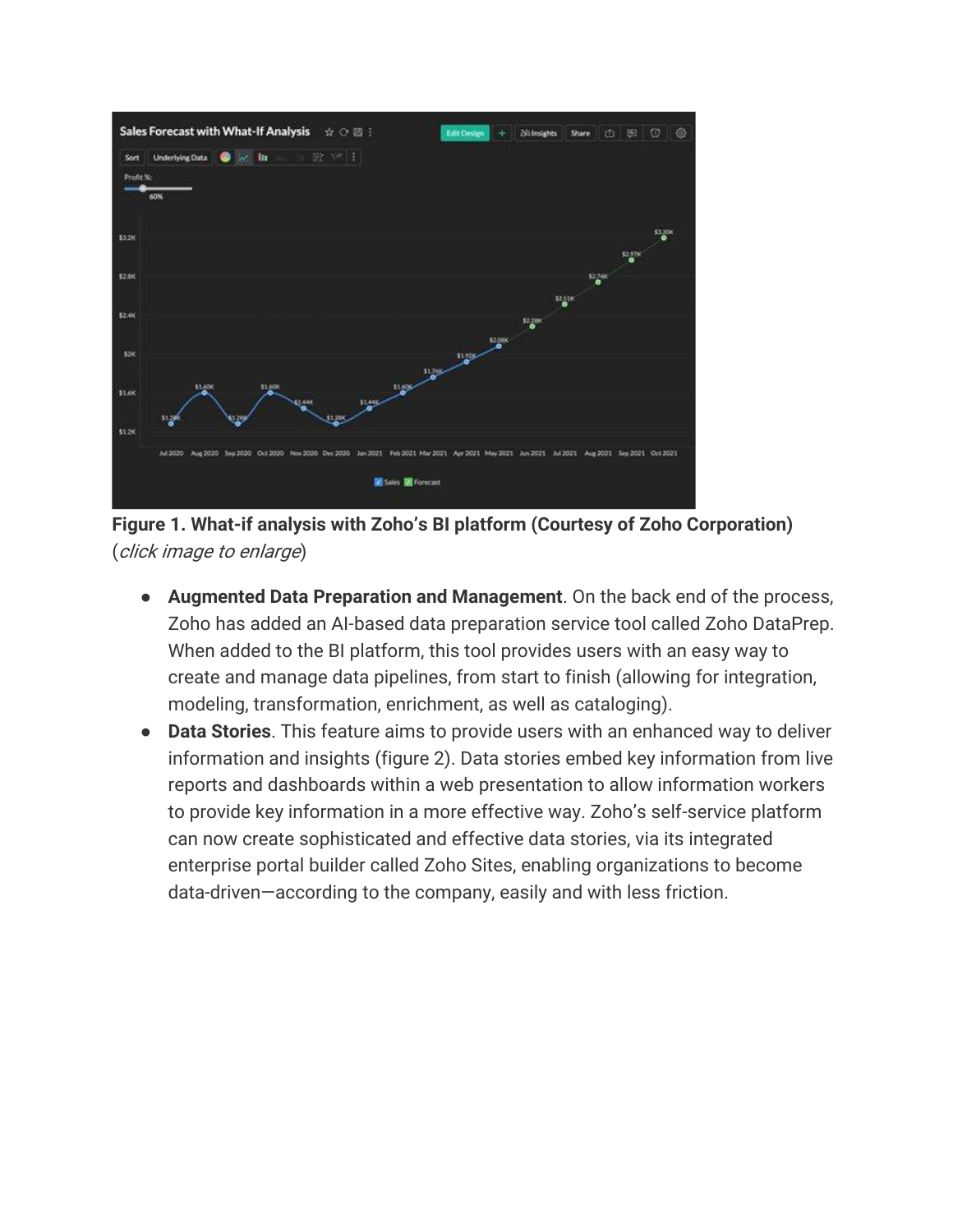**Figure 1. What-if analysis with Zoho's BI platform (Courtesy of Zoho Corporation)**
(*click image to enlarge*)

- **Augmented Data Preparation and Management**. On the back end of the process, Zoho has added an AI-based data preparation service tool called Zoho DataPrep. When added to the BI platform, this tool provides users with an easy way to create and manage data pipelines, from start to finish (allowing for integration, modeling, transformation, enrichment, as well as cataloging).
- **Data Stories**. This feature aims to provide users with an enhanced way to deliver information and insights (figure 2). Data stories embed key information from live reports and dashboards within a web presentation to allow information workers to provide key information in a more effective way. Zoho's self-service platform can now create sophisticated and effective data stories, via its integrated enterprise portal builder called Zoho Sites, enabling organizations to become data-driven—according to the company, easily and with less friction.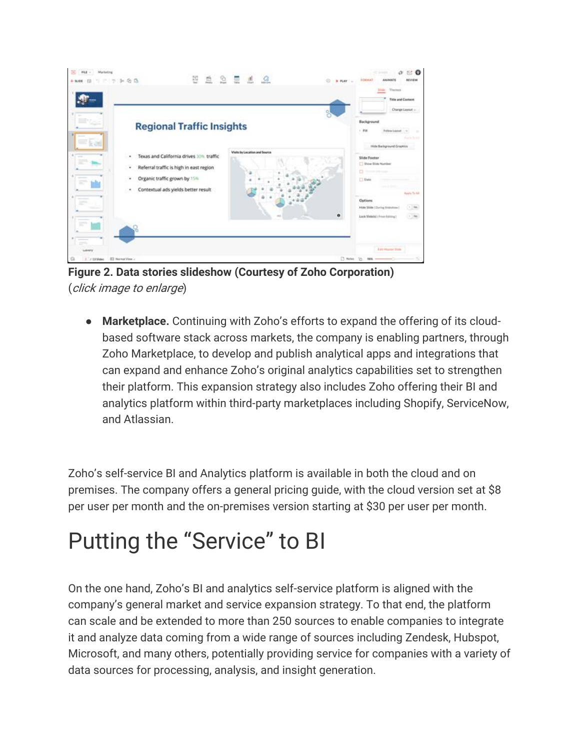**Figure 2. Data stories slideshow (Courtesy of Zoho Corporation)**
(*click image to enlarge*)

- **Marketplace.** Continuing with Zoho's efforts to expand the offering of its cloud-based software stack across markets, the company is enabling partners, through Zoho Marketplace, to develop and publish analytical apps and integrations that can expand and enhance Zoho's original analytics capabilities set to strengthen their platform. This expansion strategy also includes Zoho offering their BI and analytics platform within third-party marketplaces including Shopify, ServiceNow, and Atlassian.

Zoho's self-service BI and Analytics platform is available in both the cloud and on premises. The company offers a general pricing guide, with the cloud version set at $8 per user per month and the on-premises version starting at $30 per user per month.

# Putting the "Service" to BI

On the one hand, Zoho's BI and analytics self-service platform is aligned with the company's general market and service expansion strategy. To that end, the platform can scale and be extended to more than 250 sources to enable companies to integrate it and analyze data coming from a wide range of sources including Zendesk, Hubspot, Microsoft, and many others, potentially providing service for companies with a variety of data sources for processing, analysis, and insight generation.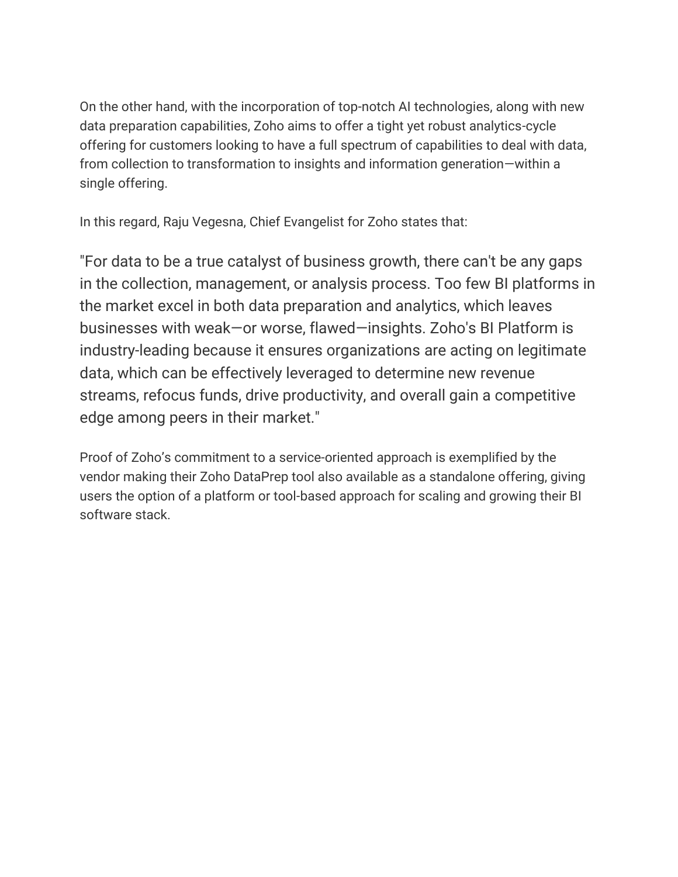On the other hand, with the incorporation of top-notch AI technologies, along with new data preparation capabilities, Zoho aims to offer a tight yet robust analytics-cycle offering for customers looking to have a full spectrum of capabilities to deal with data, from collection to transformation to insights and information generation—within a single offering.

In this regard, Raju Vegesna, Chief Evangelist for Zoho states that:

> "For data to be a true catalyst of business growth, there can't be any gaps in the collection, management, or analysis process. Too few BI platforms in the market excel in both data preparation and analytics, which leaves businesses with weak—or worse, flawed—insights. Zoho's BI Platform is industry-leading because it ensures organizations are acting on legitimate data, which can be effectively leveraged to determine new revenue streams, refocus funds, drive productivity, and overall gain a competitive edge among peers in their market."

Proof of Zoho's commitment to a service-oriented approach is exemplified by the vendor making their Zoho DataPrep tool also available as a standalone offering, giving users the option of a platform or tool-based approach for scaling and growing their BI software stack.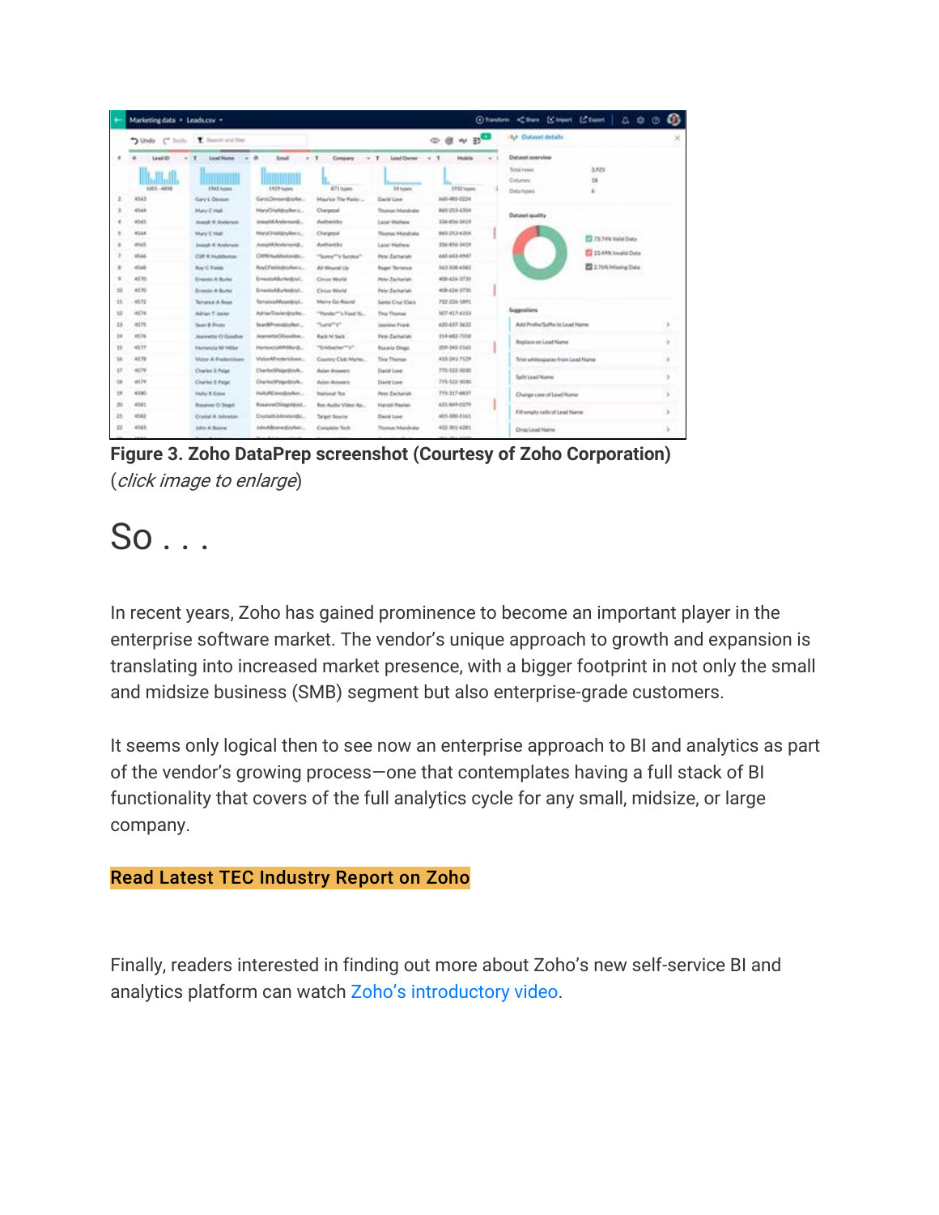**Figure 3. Zoho DataPrep screenshot (Courtesy of Zoho Corporation)**
(*click image to enlarge*)

# So . . .

In recent years, Zoho has gained prominence to become an important player in the enterprise software market. The vendor's unique approach to growth and expansion is translating into increased market presence, with a bigger footprint in not only the small and midsize business (SMB) segment but also enterprise-grade customers.

It seems only logical then to see now an enterprise approach to BI and analytics as part of the vendor's growing process—one that contemplates having a full stack of BI functionality that covers of the full analytics cycle for any small, midsize, or large company.

**Read Latest TEC Industry Report on Zoho**

Finally, readers interested in finding out more about Zoho's new self-service BI and analytics platform can watch Zoho's introductory video.